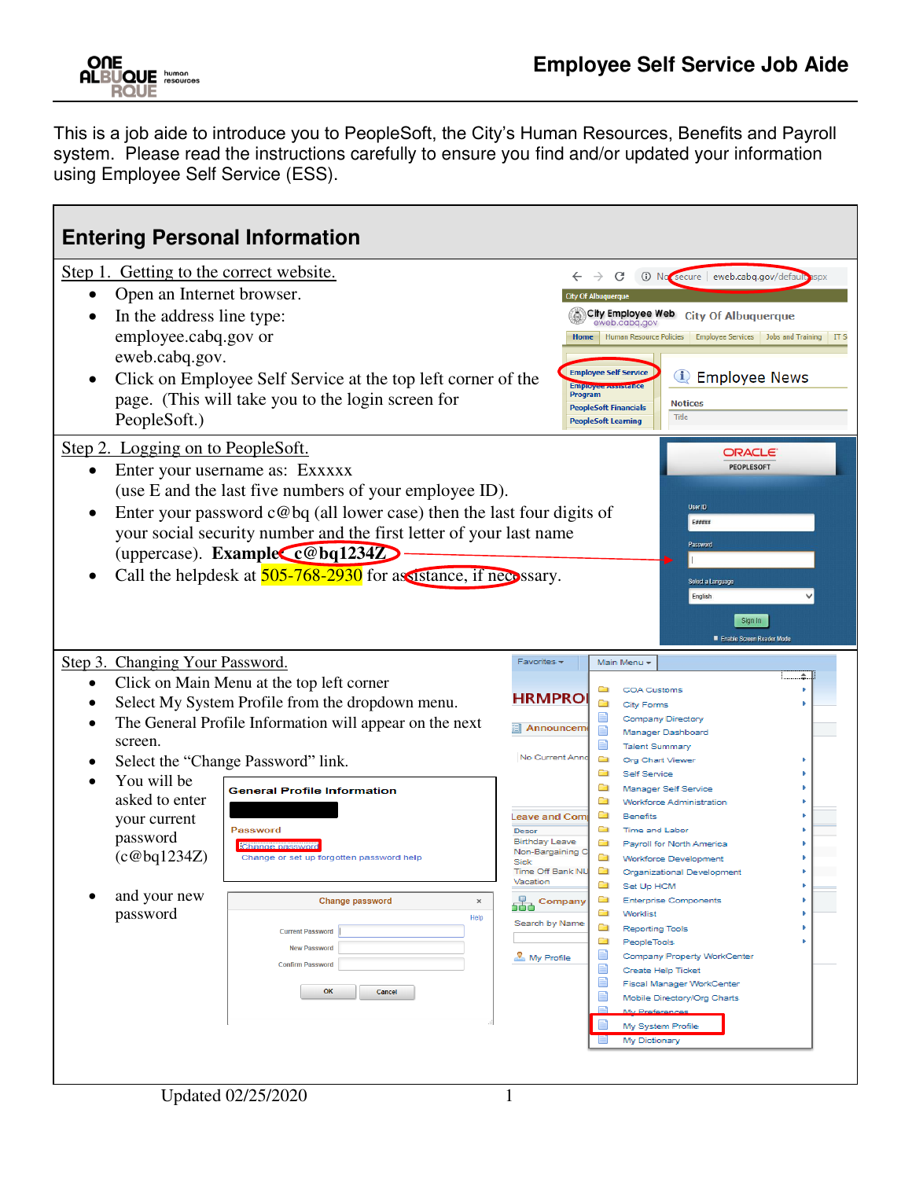# Employee Self Service Job Aide

This is a job aide to introduce you to PeopleSoft, the City's Human Resources, Benefits and Payroll system. Please read the instructions carefully to ensure you find and/or updated your information using Employee Self Service (ESS).

## Entering Personal Information

**Step 1. Getting to the correct website.**

- Open an Internet browser.
- In the address line type: employee.cabq.gov or eweb.cabq.gov.
- Click on Employee Self Service at the top left corner of the page. (This will take you to the login screen for PeopleSoft.)

**Step 2. Logging on to PeopleSoft.**

- Enter your username as: Exxxxx (use E and the last five numbers of your employee ID).
- Enter your password c@bq (all lower case) then the last four digits of your social security number and the first letter of your last name (uppercase). **Example: c@bq1234Z**
- Call the helpdesk at 505-768-2930 for assistance, if necessary.

**Step 3. Changing Your Password.**

- Click on Main Menu at the top left corner
- Select My System Profile from the dropdown menu.
- The General Profile Information will appear on the next screen.
- Select the "Change Password" link.
- You will be asked to enter your current password (c@bq1234Z)
- and your new password

Updated 02/25/2020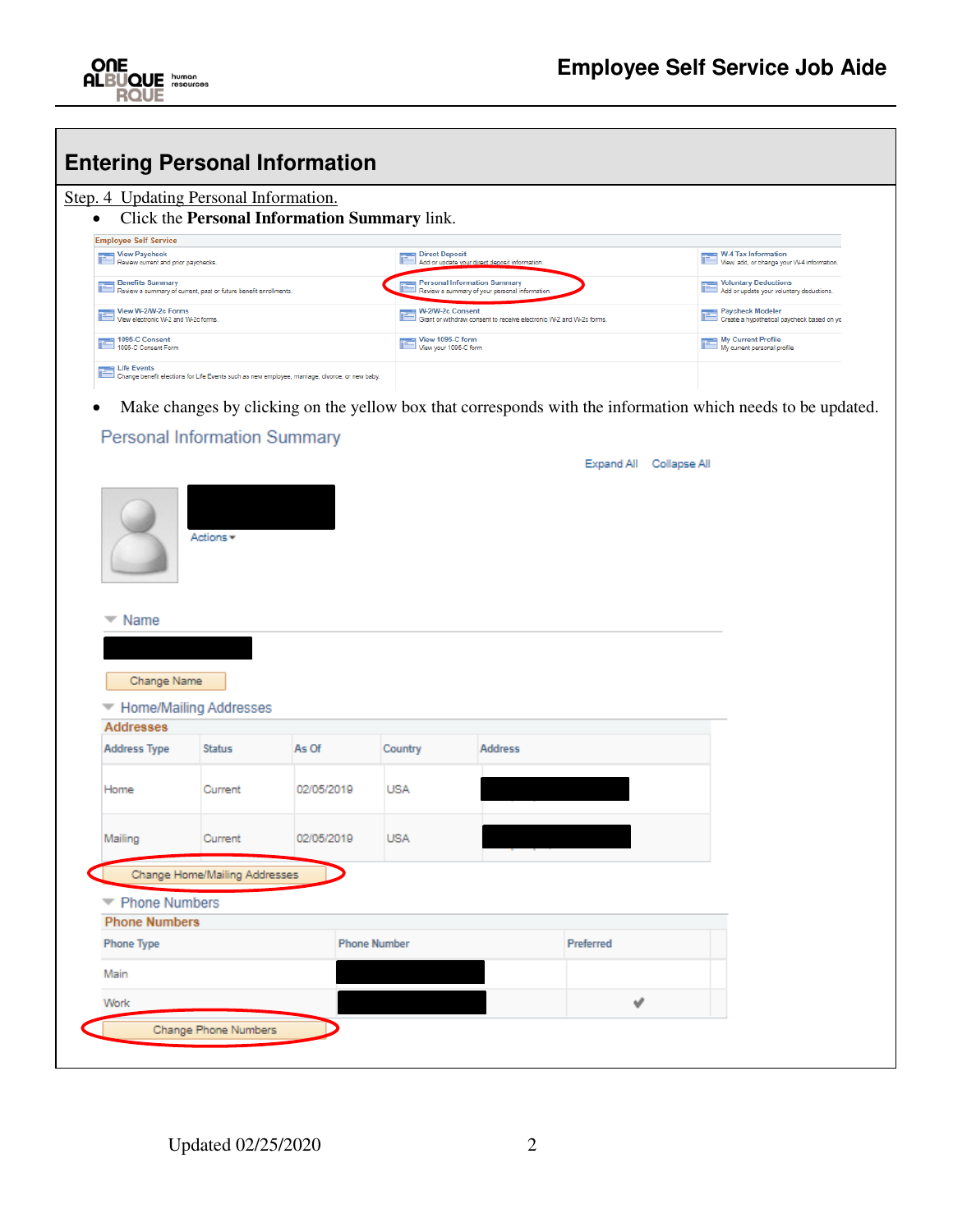## Entering Personal Information

Step. 4 Updating Personal Information.

- Click the **Personal Information Summary** link.

| Employee Self Service | | |
|---|---|---|
| View Paycheck<br>Review current and prior paychecks. | Direct Deposit<br>Add or update your direct deposit information. | W-4 Tax Information<br>View, add, or change your W-4 information. |
| Benefits Summary<br>Review a summary of current, past or future benefit enrollments. | Personal Information Summary<br>Review a summary of your personal information. | Voluntary Deductions<br>Add or update your voluntary deductions. |
| View W-2/W-2c Forms<br>View electronic W-2 and W-2c forms. | W-2/W-2c Consent<br>Grant or withdraw consent to receive electronic W-2 and W-2c forms. | Paycheck Modeler<br>Create a hypothetical paycheck based on yo |
| 1095-C Consent<br>1095-C Consent Form | View 1095-C form<br>View your 1095-C form | My Current Profile<br>My current personal profile |
| Life Events<br>Change benefit elections for Life Events such as new employee, marriage, divorce, or new baby | | |

- Make changes by clicking on the yellow box that corresponds with the information which needs to be updated.

### Personal Information Summary

Expand All Collapse All

Actions

**Name**

Change Name

**Home/Mailing Addresses**

Addresses

| Address Type | Status | As Of | Country | Address |
|---|---|---|---|---|
| Home | Current | 02/05/2019 | USA | |
| Mailing | Current | 02/05/2019 | USA | |

Change Home/Mailing Addresses

**Phone Numbers**

Phone Numbers

| Phone Type | Phone Number | Preferred |
|---|---|---|
| Main | | |
| Work | | ✔ |

Change Phone Numbers

Updated 02/25/2020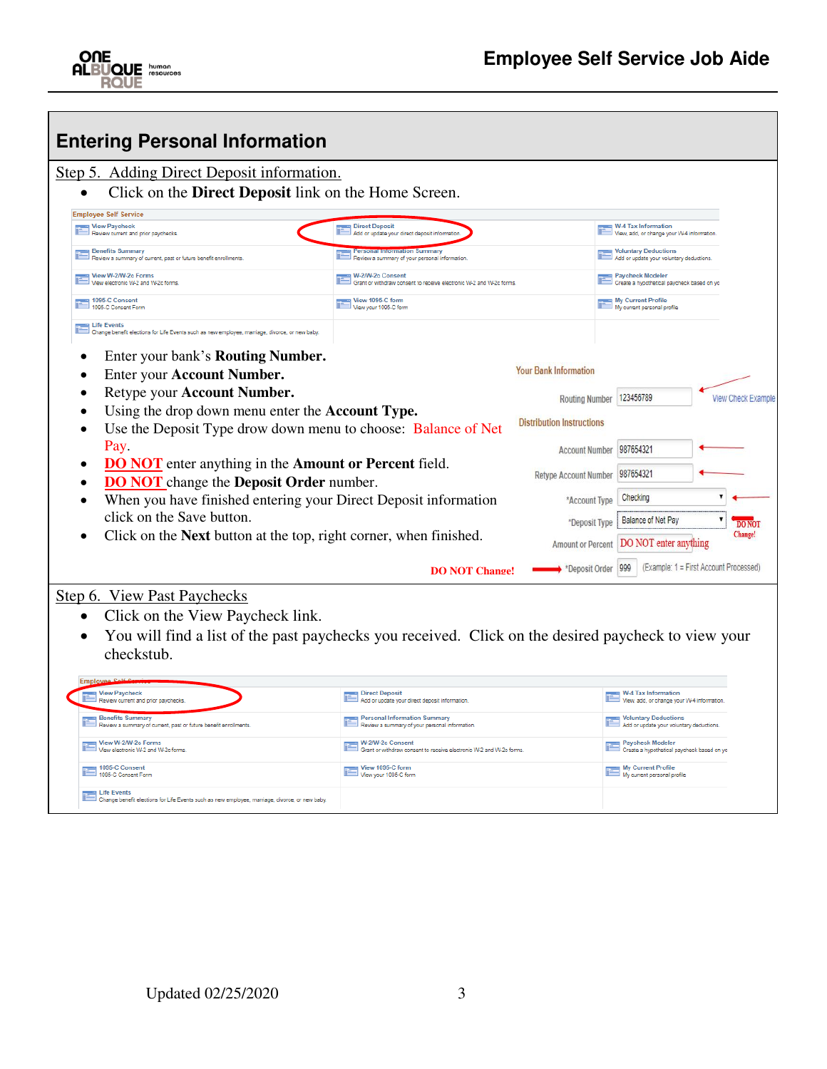## Entering Personal Information

Step 5. Adding Direct Deposit information.

- Click on the **Direct Deposit** link on the Home Screen.

- Enter your bank's **Routing Number.**
- Enter your **Account Number.**
- Retype your **Account Number.**
- Using the drop down menu enter the **Account Type.**
- Use the Deposit Type drow down menu to choose: Balance of Net Pay.
- DO NOT enter anything in the **Amount or Percent** field.
- DO NOT change the **Deposit Order** number.
- When you have finished entering your Direct Deposit information click on the Save button.
- Click on the **Next** button at the top, right corner, when finished.

Step 6. View Past Paychecks

- Click on the View Paycheck link.
- You will find a list of the past paychecks you received. Click on the desired paycheck to view your checkstub.

Updated 02/25/2020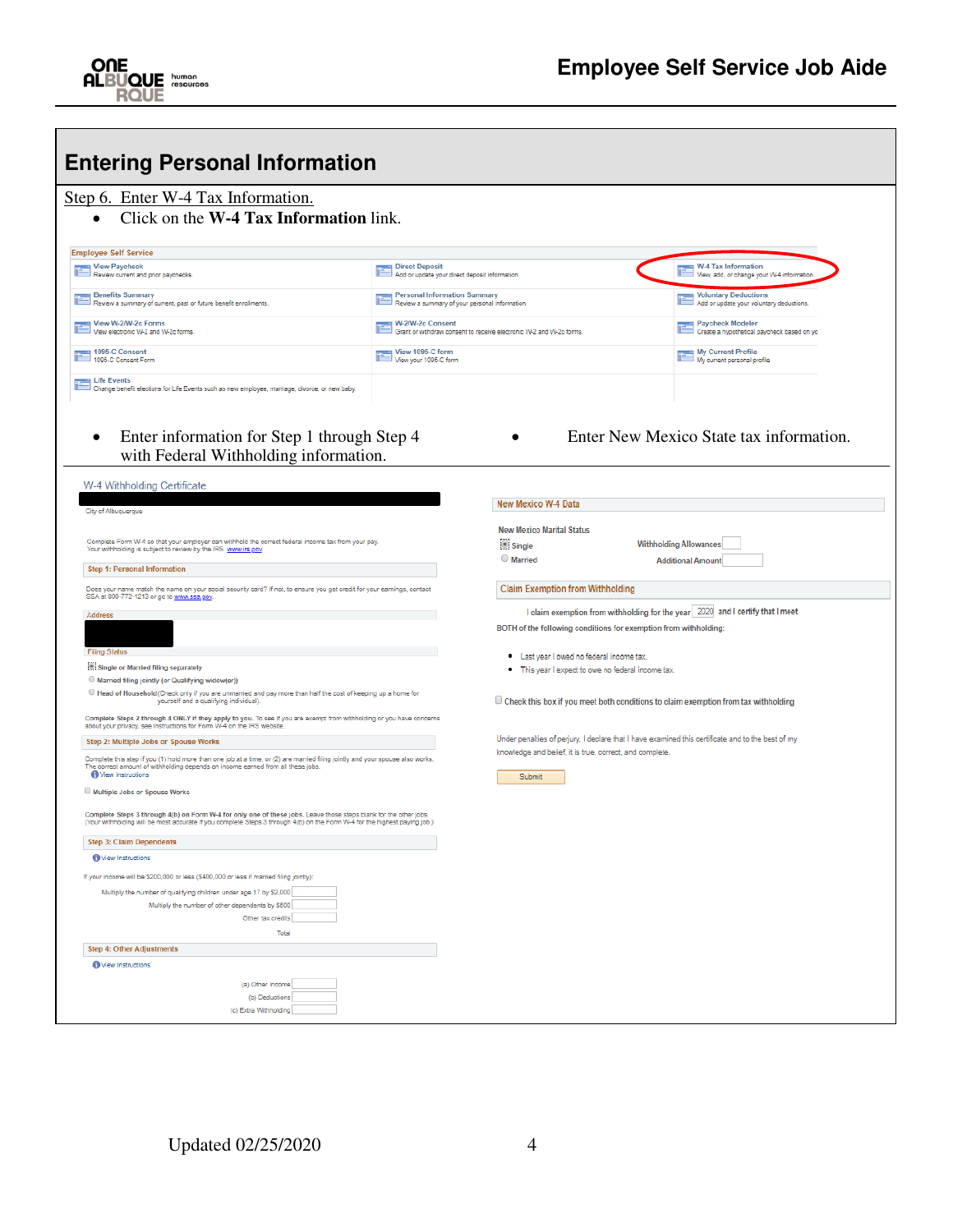## Entering Personal Information

Step 6. Enter W-4 Tax Information.

- Click on the **W-4 Tax Information** link.

**Employee Self Service**

| | | |
|---|---|---|
| View Paycheck<br>Review current and prior paychecks. | Direct Deposit<br>Add or update your direct deposit information. | W-4 Tax Information<br>View, add, or change your W-4 information. |
| Benefits Summary<br>Review a summary of current, past or future benefit enrollments. | Personal Information Summary<br>Review a summary of your personal information. | Voluntary Deductions<br>Add or update your voluntary deductions. |
| View W-2/W-2c Forms<br>View electronic W-2 and W-2c forms. | W-2/W-2c Consent<br>Grant or withdraw consent to receive electronic W-2 and W-2c forms. | Paycheck Modeler<br>Create a hypothetical paycheck based on yo |
| 1095-C Consent<br>1095-C Consent Form | View 1095-C form<br>View your 1095-C form | My Current Profile<br>My current personal profile |
| Life Events<br>Change benefit elections for Life Events such as new employee, marriage, divorce, or new baby. | | |

- Enter information for Step 1 through Step 4 with Federal Withholding information.
- Enter New Mexico State tax information.

**W-4 Withholding Certificate**

City of Albuquerque

Complete Form W-4 so that your employer can withhold the correct federal income tax from your pay. Your withholding is subject to review by the IRS. www.irs.gov

**Step 1: Personal Information**

Does your name match the name on your social security card? If not, to ensure you get credit for your earnings, contact SSA at 800-772-1213 or go to www.ssa.gov.

Address

Filing Status

- Single or Married filing separately
- Married filing jointly (or Qualifying widow(er))
- Head of Household (Check only if you are unmarried and pay more than half the cost of keeping up a home for yourself and a qualifying individual).

Complete Steps 2 through 4 ONLY if they apply to you. To see if you are exempt from withholding or you have concerns about your privacy, see instructions for Form W-4 on the IRS website.

**Step 2: Multiple Jobs or Spouse Works**

Complete this step if you (1) hold more than one job at a time, or (2) are married filing jointly and your spouse also works. The correct amount of withholding depends on income earned from all these jobs.

View Instructions

- Multiple Jobs or Spouse Works

Complete Steps 3 through 4(b) on Form W-4 for only one of these jobs. Leave those steps blank for the other jobs. (Your withholding will be most accurate if you complete Steps 3 through 4(b) on the Form W-4 for the highest paying job.)

**Step 3: Claim Dependents**

View Instructions

If your income will be $200,000 or less ($400,000 or less if married filing jointly):

Multiply the number of qualifying children under age 17 by $2,000

Multiply the number of other dependents by $500

Other tax credits

Total

**Step 4: Other Adjustments**

View Instructions

(a) Other Income

(b) Deductions

(c) Extra Withholding

**New Mexico W-4 Data**

New Mexico Marital Status

- Single
- Married

Withholding Allowances

Additional Amount

**Claim Exemption from Withholding**

I claim exemption from withholding for the year 2020 and I certify that I meet BOTH of the following conditions for exemption from withholding:

- Last year I owed no federal income tax.
- This year I expect to owe no federal income tax.

Check this box if you meet both conditions to claim exemption from tax withholding

Under penalties of perjury, I declare that I have examined this certificate and to the best of my knowledge and belief, it is true, correct, and complete.

Submit

Updated 02/25/2020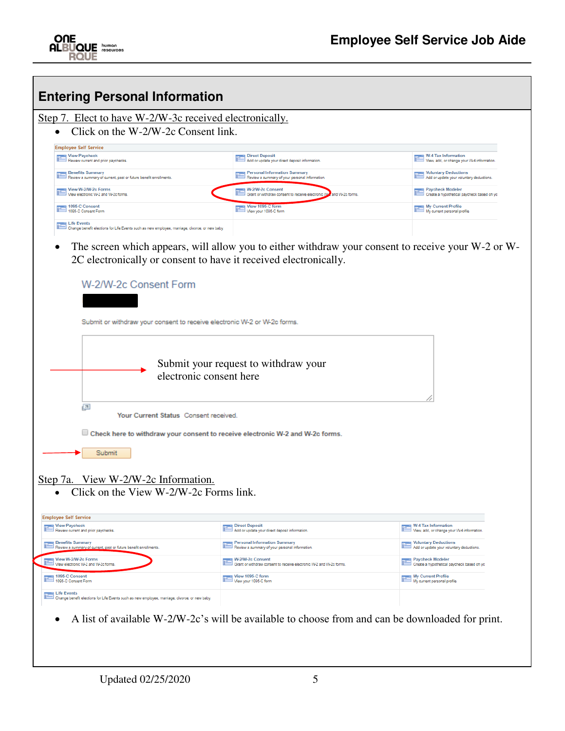## Entering Personal Information

Step 7. Elect to have W-2/W-3c received electronically.

- Click on the W-2/W-2c Consent link.

| Employee Self Service | | |
|---|---|---|
| View Paycheck<br>Review current and prior paychecks. | Direct Deposit<br>Add or update your direct deposit information. | W-4 Tax Information<br>View, add, or change your W-4 information. |
| Benefits Summary<br>Review a summary of current, past or future benefit enrollments. | Personal Information Summary<br>Review a summary of your personal information. | Voluntary Deductions<br>Add or update your voluntary deductions. |
| View W-2/W-2c Forms<br>View electronic W-2 and W-2c forms. | W-2/W-2c Consent<br>Grant or withdraw consent to receive electronic W-2 and W-2c forms. | Paycheck Modeler<br>Create a hypothetical paycheck based on yo |
| 1095-C Consent<br>1095-C Consent Form | View 1095-C form<br>View your 1095-C form | My Current Profile<br>My current personal profile |
| Life Events<br>Change benefit elections for Life Events such as new employee, marriage, divorce, or new baby. | | |

- The screen which appears, will allow you to either withdraw your consent to receive your W-2 or W-2C electronically or consent to have it received electronically.

W-2/W-2c Consent Form

Submit or withdraw your consent to receive electronic W-2 or W-2c forms.

Submit your request to withdraw your electronic consent here

Your Current Status Consent received.

Check here to withdraw your consent to receive electronic W-2 and W-2c forms.

Submit

Step 7a. View W-2/W-2c Information.

- Click on the View W-2/W-2c Forms link.

| Employee Self Service | | |
|---|---|---|
| View Paycheck<br>Review current and prior paychecks. | Direct Deposit<br>Add or update your direct deposit information. | W-4 Tax Information<br>View, add, or change your W-4 information. |
| Benefits Summary<br>Review a summary of current, past or future benefit enrollments. | Personal Information Summary<br>Review a summary of your personal information. | Voluntary Deductions<br>Add or update your voluntary deductions. |
| View W-2/W-2c Forms<br>View electronic W-2 and W-2c forms. | W-2/W-2c Consent<br>Grant or withdraw consent to receive electronic W-2 and W-2c forms. | Paycheck Modeler<br>Create a hypothetical paycheck based on yo |
| 1095-C Consent<br>1095-C Consent Form | View 1095-C form<br>View your 1095-C form | My Current Profile<br>My current personal profile |
| Life Events<br>Change benefit elections for Life Events such as new employee, marriage, divorce, or new baby. | | |

- A list of available W-2/W-2c's will be available to choose from and can be downloaded for print.

Updated 02/25/2020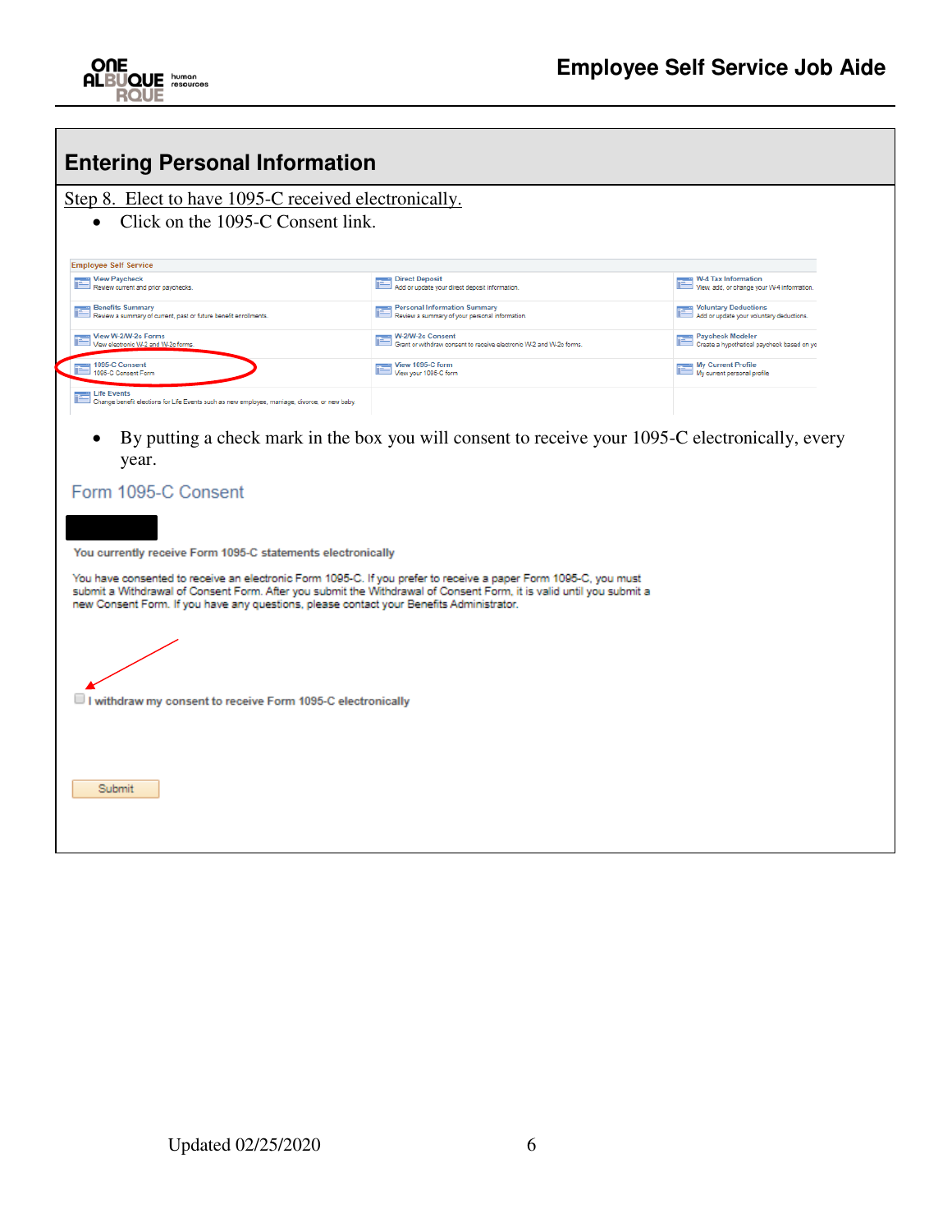## Entering Personal Information

Step 8. Elect to have 1095-C received electronically.

- Click on the 1095-C Consent link.

| Employee Self Service | | |
|---|---|---|
| View Paycheck<br>Review current and prior paychecks. | Direct Deposit<br>Add or update your direct deposit information. | W-4 Tax Information<br>View, add, or change your W-4 information. |
| Benefits Summary<br>Review a summary of current, past or future benefit enrollments. | Personal Information Summary<br>Review a summary of your personal information | Voluntary Deductions<br>Add or update your voluntary deductions. |
| View W-2/W-2c Forms<br>View electronic W-2 and W-2c forms. | W-2/W-2c Consent<br>Grant or withdraw consent to receive electronic W-2 and W-2c forms. | Paycheck Modeler<br>Create a hypothetical paycheck based on yo |
| 1095-C Consent<br>1095-C Consent Form | View 1095-C form<br>View your 1095-C form | My Current Profile<br>My current personal profile |
| Life Events<br>Change benefit elections for Life Events such as new employee, marriage, divorce, or new baby. | | |

- By putting a check mark in the box you will consent to receive your 1095-C electronically, every year.

Form 1095-C Consent

**You currently receive Form 1095-C statements electronically**

You have consented to receive an electronic Form 1095-C. If you prefer to receive a paper Form 1095-C, you must submit a Withdrawal of Consent Form. After you submit the Withdrawal of Consent Form, it is valid until you submit a new Consent Form. If you have any questions, please contact your Benefits Administrator.

☐ **I withdraw my consent to receive Form 1095-C electronically**

Submit

Updated 02/25/2020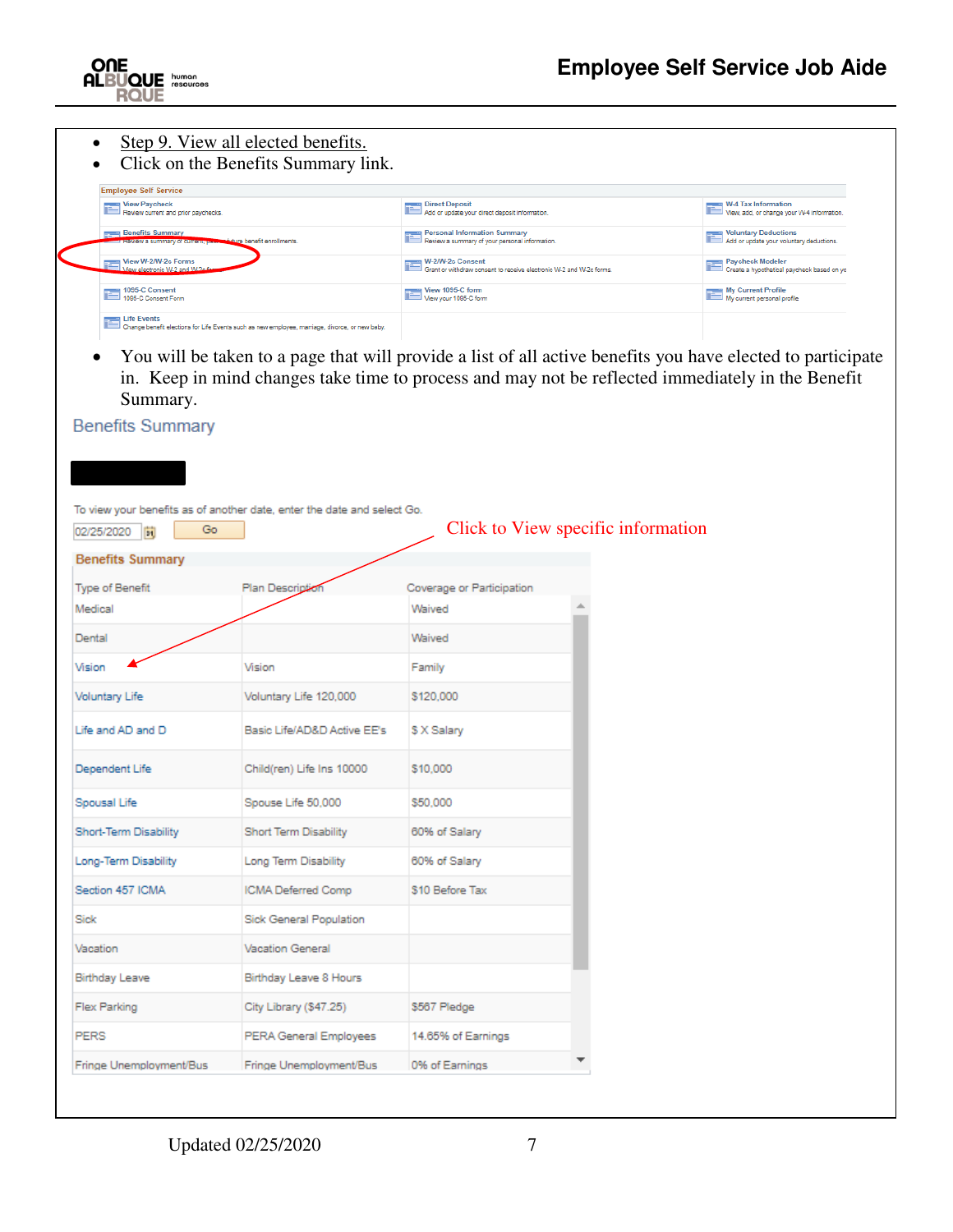- Step 9. View all elected benefits.
- Click on the Benefits Summary link.

| Employee Self Service | | |
|---|---|---|
| View Paycheck<br>Review current and prior paychecks. | Direct Deposit<br>Add or update your direct deposit information. | W-4 Tax Information<br>View, add, or change your W-4 information. |
| Benefits Summary<br>Review a summary of current, past, and future benefit enrollments. | Personal Information Summary<br>Review a summary of your personal information. | Voluntary Deductions<br>Add or update your voluntary deductions. |
| View W-2/W-2c Forms<br>View electronic W-2 and W-2c forms | W-2/W-2c Consent<br>Grant or withdraw consent to receive electronic W-2 and W-2c forms. | Paycheck Modeler<br>Create a hypothetical paycheck based on yo |
| 1095-C Consent<br>1095-C Consent Form | View 1095-C form<br>View your 1095-C form | My Current Profile<br>My current personal profile |
| Life Events<br>Change benefit elections for Life Events such as new employee, marriage, divorce, or new baby. | | |

- You will be taken to a page that will provide a list of all active benefits you have elected to participate in. Keep in mind changes take time to process and may not be reflected immediately in the Benefit Summary.

## Benefits Summary

To view your benefits as of another date, enter the date and select Go.

02/25/2020 Go

Click to View specific information

**Benefits Summary**

| Type of Benefit | Plan Description | Coverage or Participation |
|---|---|---|
| Medical | | Waived |
| Dental | | Waived |
| Vision | Vision | Family |
| Voluntary Life | Voluntary Life 120,000 | $120,000 |
| Life and AD and D | Basic Life/AD&D Active EE's | $ X Salary |
| Dependent Life | Child(ren) Life Ins 10000 | $10,000 |
| Spousal Life | Spouse Life 50,000 | $50,000 |
| Short-Term Disability | Short Term Disability | 60% of Salary |
| Long-Term Disability | Long Term Disability | 60% of Salary |
| Section 457 ICMA | ICMA Deferred Comp | $10 Before Tax |
| Sick | Sick General Population | |
| Vacation | Vacation General | |
| Birthday Leave | Birthday Leave 8 Hours | |
| Flex Parking | City Library ($47.25) | $567 Pledge |
| PERS | PERA General Employees | 14.65% of Earnings |
| Fringe Unemployment/Bus | Fringe Unemployment/Bus | 0% of Earnings |

Updated 02/25/2020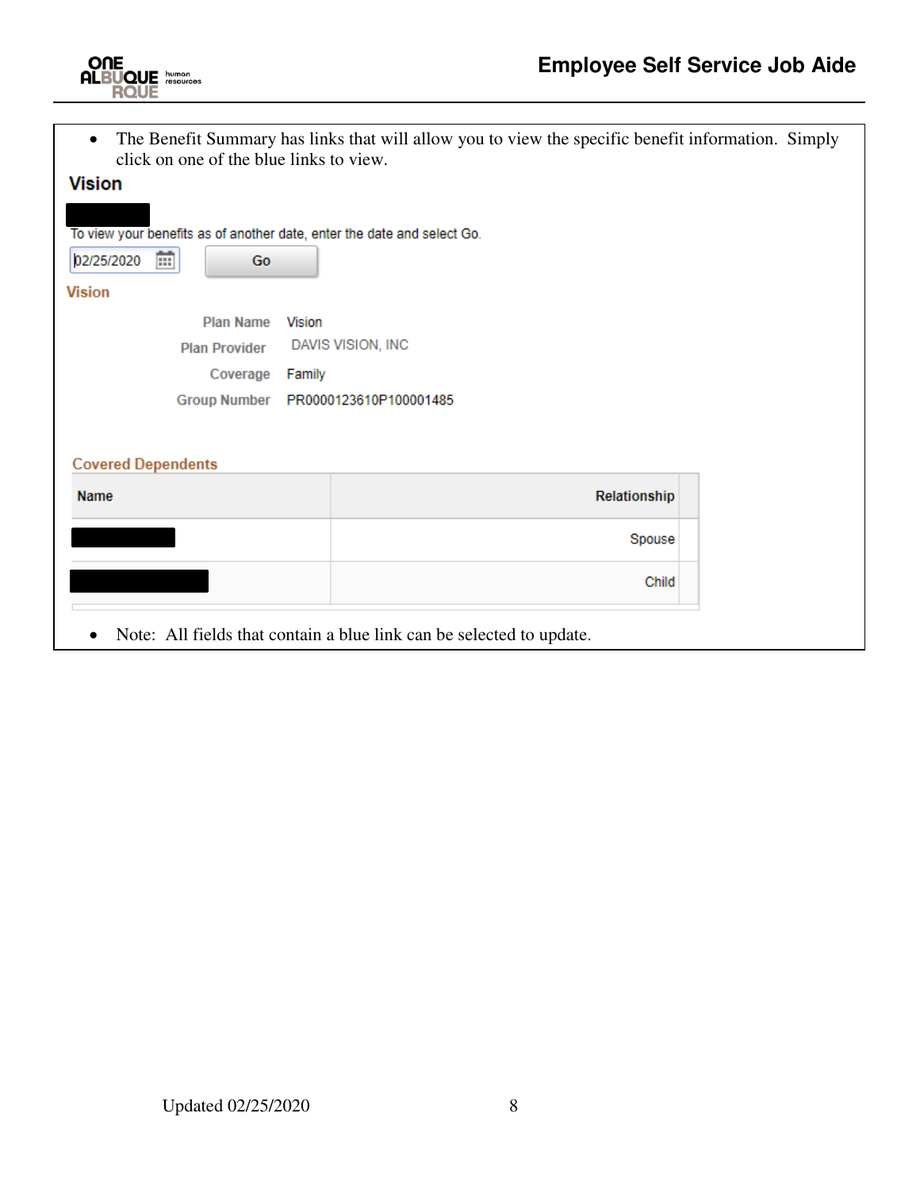- The Benefit Summary has links that will allow you to view the specific benefit information. Simply click on one of the blue links to view.

## Vision

To view your benefits as of another date, enter the date and select Go.

02/25/2020 Go

### Vision

| | |
|---|---|
| Plan Name | Vision |
| Plan Provider | DAVIS VISION, INC |
| Coverage | Family |
| Group Number | PR0000123610P100001485 |

### Covered Dependents

| Name | Relationship |
|---|---|
| | Spouse |
| | Child |

- Note: All fields that contain a blue link can be selected to update.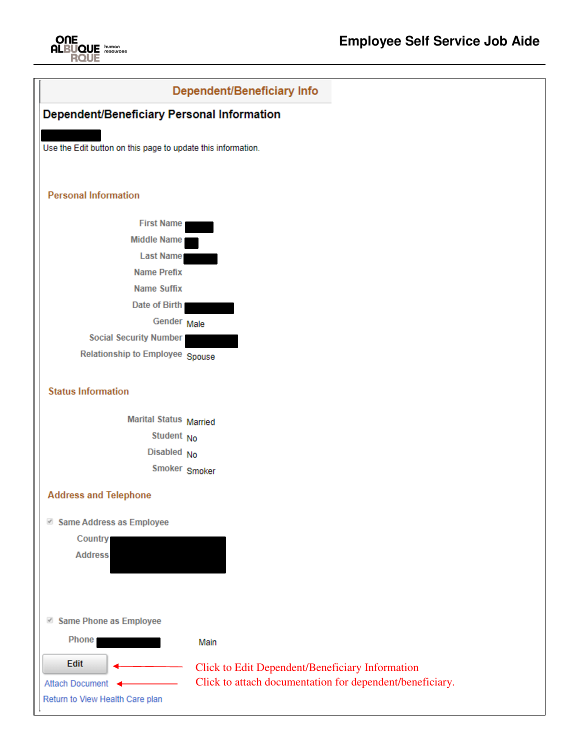## Dependent/Beneficiary Info

### Dependent/Beneficiary Personal Information

Use the Edit button on this page to update this information.

#### Personal Information

First Name

Middle Name

Last Name

Name Prefix

Name Suffix

Date of Birth

Gender Male

Social Security Number

Relationship to Employee Spouse

#### Status Information

Marital Status Married

Student No

Disabled No

Smoker Smoker

#### Address and Telephone

Same Address as Employee

Country

Address

Same Phone as Employee

Phone Main

Edit — Click to Edit Dependent/Beneficiary Information

Attach Document — Click to attach documentation for dependent/beneficiary.

Return to View Health Care plan